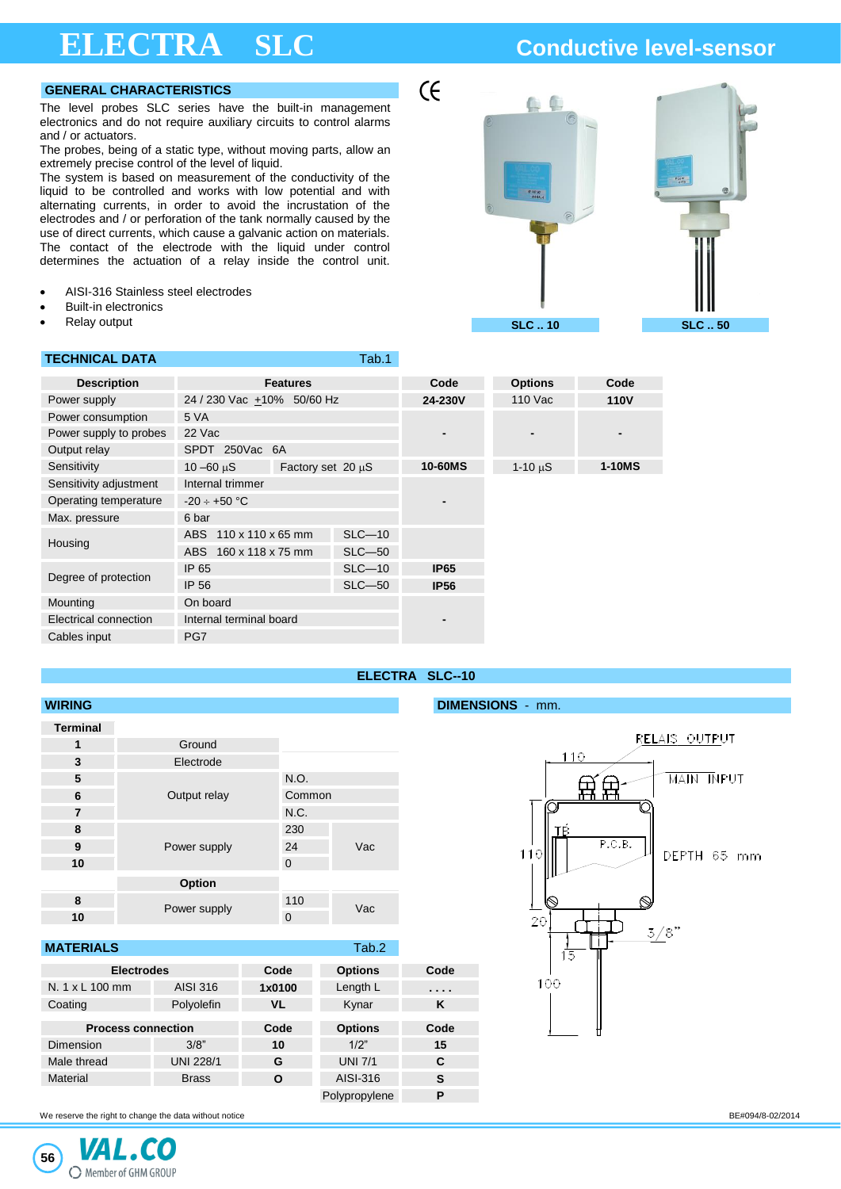# ELECTRA SLC

## Conductive level-sensor

### GENERAL CHARACTERISTICS

The level probes SLC series have the built-in management electronics and do not require auxiliary circuits to control alarms and / or actuators.
The probes, being of a static type, without moving parts, allow an extremely precise control of the level of liquid.
The system is based on measurement of the conductivity of the liquid to be controlled and works with low potential and with alternating currents, in order to avoid the incrustation of the electrodes and / or perforation of the tank normally caused by the use of direct currents, which cause a galvanic action on materials.
The contact of the electrode with the liquid under control determines the actuation of a relay inside the control unit.

- AISI-316 Stainless steel electrodes
- Built-in electronics
- Relay output

SLC .. 10 SLC .. 50

### TECHNICAL DATA — Tab.1

| Description | Features | | Code | Options | Code |
|---|---|---|---|---|---|
| Power supply | 24 / 230 Vac ±10% 50/60 Hz | | 24-230V | 110 Vac | 110V |
| Power consumption | 5 VA | | - | - | - |
| Power supply to probes | 22 Vac | | | | |
| Output relay | SPDT 250Vac 6A | | | | |
| Sensitivity | 10 – 60 µS | Factory set 20 µS | 10-60MS | 1-10 µS | 1-10MS |
| Sensitivity adjustment | Internal trimmer | | - | | |
| Operating temperature | -20 ÷ +50 °C | | | | |
| Max. pressure | 6 bar | | | | |
| Housing | ABS 110 x 110 x 65 mm | SLC—10 | | | |
| | ABS 160 x 118 x 75 mm | SLC—50 | | | |
| Degree of protection | IP 65 | SLC—10 | IP65 | | |
| | IP 56 | SLC—50 | IP56 | | |
| Mounting | On board | | - | | |
| Electrical connection | Internal terminal board | | | | |
| Cables input | PG7 | | | | |

### ELECTRA SLC--10

### WIRING

| Terminal | | | |
|---|---|---|---|
| 1 | Ground | | |
| 3 | Electrode | | |
| 5 | Output relay | N.O. | |
| 6 | | Common | |
| 7 | | N.C. | |
| 8 | Power supply | 230 | Vac |
| 9 | | 24 | |
| 10 | | 0 | |
| | **Option** | | |
| 8 | Power supply | 110 | Vac |
| 10 | | 0 | |

### DIMENSIONS - mm.

RELAIS OUTPUT, MAIN INPUT, TB, P.C.B., DEPTH 65 mm, 110, 110, 20, 15, 100, 3/8"

### MATERIALS — Tab.2

| Electrodes | | Code | Options | Code |
|---|---|---|---|---|
| N. 1 x L 100 mm | AISI 316 | 1x0100 | Length L | .... |
| Coating | Polyolefin | VL | Kynar | K |

| Process connection | | Code | Options | Code |
|---|---|---|---|---|
| Dimension | 3/8" | 10 | 1/2" | 15 |
| Male thread | UNI 228/1 | G | UNI 7/1 | C |
| Material | Brass | O | AISI-316 | S |
| | | | Polypropylene | P |

We reserve the right to change the data without notice

BE#094/8-02/2014

VAL.CO Member of GHM GROUP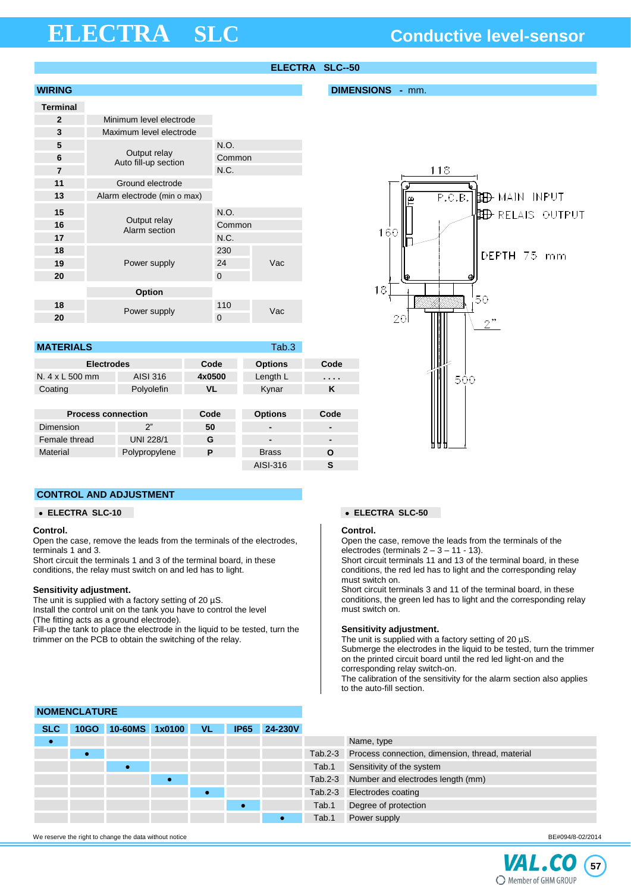# ELECTRA SLC

## Conductive level-sensor

### ELECTRA SLC--50

## WIRING

| Terminal | | | |
|---|---|---|---|
| 2 | Minimum level electrode | | |
| 3 | Maximum level electrode | | |
| 5 | Output relay Auto fill-up section | N.O. | |
| 6 | | Common | |
| 7 | | N.C. | |
| 11 | Ground electrode | | |
| 13 | Alarm electrode (min o max) | | |
| 15 | Output relay Alarm section | N.O. | |
| 16 | | Common | |
| 17 | | N.C. | |
| 18 | Power supply | 230 | Vac |
| 19 | | 24 | |
| 20 | | 0 | |
| | Option | | |
| 18 | Power supply | 110 | Vac |
| 20 | | 0 | |

## DIMENSIONS - mm.

118

160

P.C.B.

MAIN INPUT

RELAIS OUTPUT

DEPTH 75 mm

18

50

20

2"

500

## MATERIALS Tab.3

| Electrodes | | Code | Options | Code |
|---|---|---|---|---|
| N. 4 x L 500 mm | AISI 316 | 4x0500 | Length L | . . . . |
| Coating | Polyolefin | VL | Kynar | K |

| Process connection | | Code | Options | Code |
|---|---|---|---|---|
| Dimension | 2" | 50 | - | - |
| Female thread | UNI 228/1 | G | - | - |
| Material | Polypropylene | P | Brass | O |
| | | | AISI-316 | S |

## CONTROL AND ADJUSTMENT

- **ELECTRA SLC-10**

**Control.**
Open the case, remove the leads from the terminals of the electrodes, terminals 1 and 3.
Short circuit the terminals 1 and 3 of the terminal board, in these conditions, the relay must switch on and led has to light.

**Sensitivity adjustment.**
The unit is supplied with a factory setting of 20 µS.
Install the control unit on the tank you have to control the level
(The fitting acts as a ground electrode).
Fill-up the tank to place the electrode in the liquid to be tested, turn the trimmer on the PCB to obtain the switching of the relay.

- **ELECTRA SLC-50**

**Control.**
Open the case, remove the leads from the terminals of the electrodes (terminals 2 – 3 – 11 - 13).
Short circuit terminals 11 and 13 of the terminal board, in these conditions, the red led has to light and the corresponding relay must switch on.
Short circuit terminals 3 and 11 of the terminal board, in these conditions, the green led has to light and the corresponding relay must switch on.

**Sensitivity adjustment.**
The unit is supplied with a factory setting of 20 µS.
Submerge the electrodes in the liquid to be tested, turn the trimmer on the printed circuit board until the red led light-on and the corresponding relay switch-on.
The calibration of the sensitivity for the alarm section also applies to the auto-fill section.

## NOMENCLATURE

| SLC | 10GO | 10-60MS | 1x0100 | VL | IP65 | 24-230V | | |
|---|---|---|---|---|---|---|---|---|
| • | | | | | | | | Name, type |
| | • | | | | | | Tab.2-3 | Process connection, dimension, thread, material |
| | | • | | | | | Tab.1 | Sensitivity of the system |
| | | | • | | | | Tab.2-3 | Number and electrodes length (mm) |
| | | | | • | | | Tab.2-3 | Electrodes coating |
| | | | | | • | | Tab.1 | Degree of protection |
| | | | | | | • | Tab.1 | Power supply |

We reserve the right to change the data without notice

BE#094/8-02/2014

VAL.CO Member of GHM GROUP